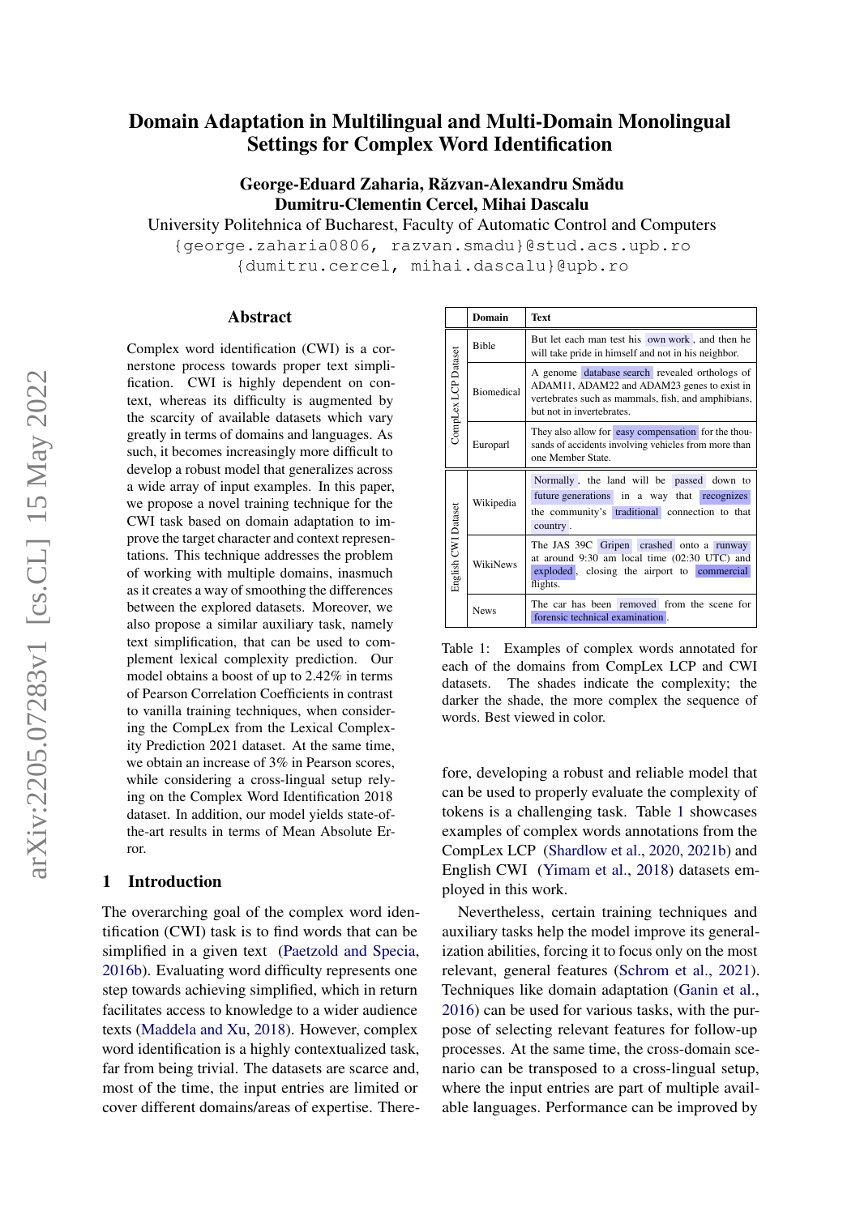# Domain Adaptation in Multilingual and Multi-Domain Monolingual Settings for Complex Word Identification

**George-Eduard Zaharia, Răzvan-Alexandru Smădu**
**Dumitru-Clementin Cercel, Mihai Dascalu**

University Politehnica of Bucharest, Faculty of Automatic Control and Computers

{george.zaharia0806, razvan.smadu}@stud.acs.upb.ro
{dumitru.cercel, mihai.dascalu}@upb.ro

## Abstract

Complex word identification (CWI) is a cornerstone process towards proper text simplification. CWI is highly dependent on context, whereas its difficulty is augmented by the scarcity of available datasets which vary greatly in terms of domains and languages. As such, it becomes increasingly more difficult to develop a robust model that generalizes across a wide array of input examples. In this paper, we propose a novel training technique for the CWI task based on domain adaptation to improve the target character and context representations. This technique addresses the problem of working with multiple domains, inasmuch as it creates a way of smoothing the differences between the explored datasets. Moreover, we also propose a similar auxiliary task, namely text simplification, that can be used to complement lexical complexity prediction. Our model obtains a boost of up to 2.42% in terms of Pearson Correlation Coefficients in contrast to vanilla training techniques, when considering the CompLex from the Lexical Complexity Prediction 2021 dataset. At the same time, we obtain an increase of 3% in Pearson scores, while considering a cross-lingual setup relying on the Complex Word Identification 2018 dataset. In addition, our model yields state-of-the-art results in terms of Mean Absolute Error.

## 1 Introduction

The overarching goal of the complex word identification (CWI) task is to find words that can be simplified in a given text (Paetzold and Specia, 2016b). Evaluating word difficulty represents one step towards achieving simplified, which in return facilitates access to knowledge to a wider audience texts (Maddela and Xu, 2018). However, complex word identification is a highly contextualized task, far from being trivial. The datasets are scarce and, most of the time, the input entries are limited or cover different domains/areas of expertise. Therefore, developing a robust and reliable model that can be used to properly evaluate the complexity of tokens is a challenging task. Table 1 showcases examples of complex words annotations from the CompLex LCP (Shardlow et al., 2020, 2021b) and English CWI (Yimam et al., 2018) datasets employed in this work.

| | Domain | Text |
|---|---|---|
| CompLex LCP Dataset | Bible | But let each man test his own work, and then he will take pride in himself and not in his neighbor. |
| | Biomedical | A genome database search revealed orthologs of ADAM11, ADAM22 and ADAM23 genes to exist in vertebrates such as mammals, fish, and amphibians, but not in invertebrates. |
| | Europarl | They also allow for easy compensation for the thousands of accidents involving vehicles from more than one Member State. |
| English CWI Dataset | Wikipedia | Normally, the land will be passed down to future generations in a way that recognizes the community's traditional connection to that country. |
| | WikiNews | The JAS 39C Gripen crashed onto a runway at around 9:30 am local time (02:30 UTC) and exploded, closing the airport to commercial flights. |
| | News | The car has been removed from the scene for forensic technical examination. |

Table 1: Examples of complex words annotated for each of the domains from CompLex LCP and CWI datasets. The shades indicate the complexity; the darker the shade, the more complex the sequence of words. Best viewed in color.

Nevertheless, certain training techniques and auxiliary tasks help the model improve its generalization abilities, forcing it to focus only on the most relevant, general features (Schrom et al., 2021). Techniques like domain adaptation (Ganin et al., 2016) can be used for various tasks, with the purpose of selecting relevant features for follow-up processes. At the same time, the cross-domain scenario can be transposed to a cross-lingual setup, where the input entries are part of multiple available languages. Performance can be improved by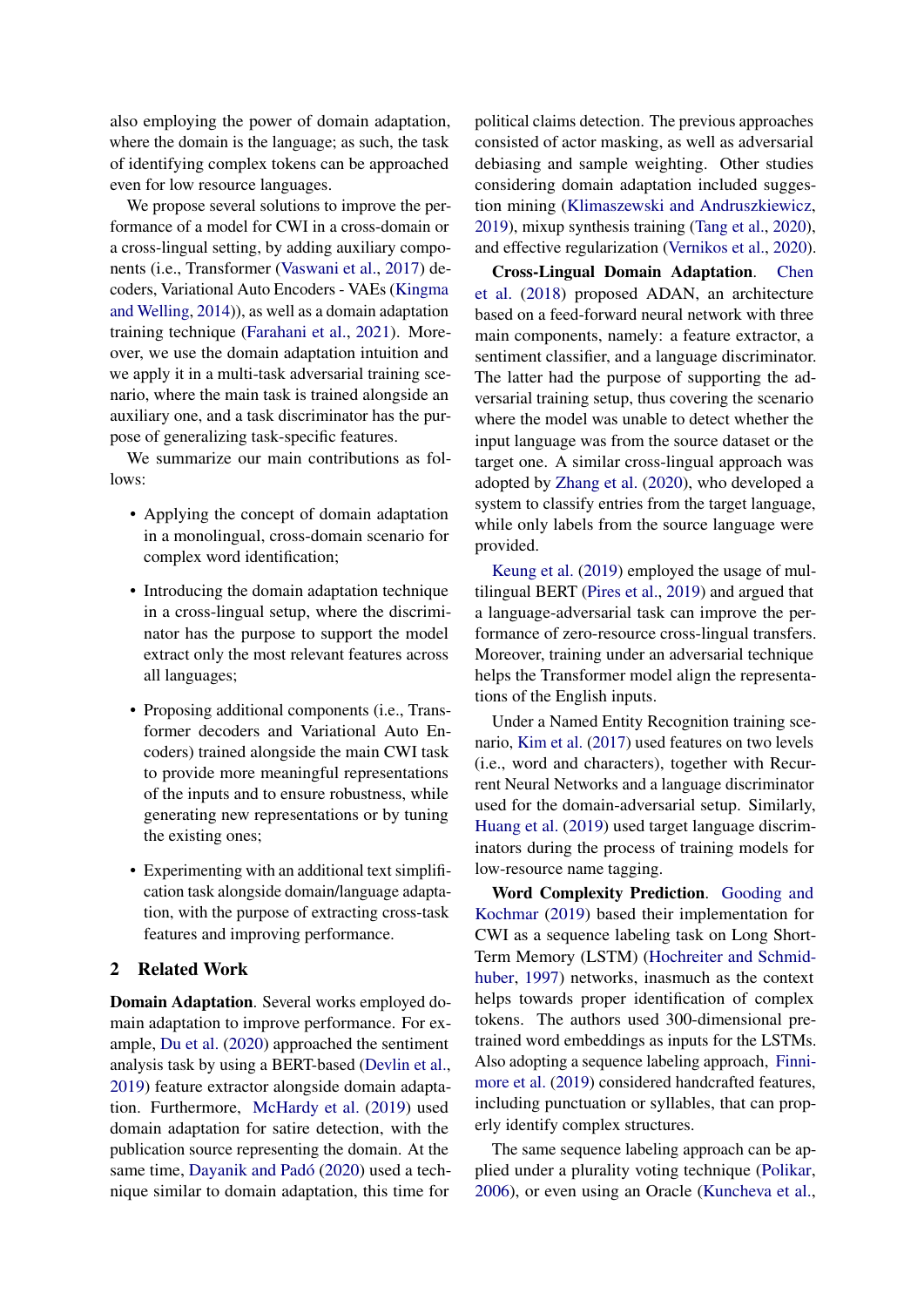also employing the power of domain adaptation, where the domain is the language; as such, the task of identifying complex tokens can be approached even for low resource languages.

We propose several solutions to improve the performance of a model for CWI in a cross-domain or a cross-lingual setting, by adding auxiliary components (i.e., Transformer (Vaswani et al., 2017) decoders, Variational Auto Encoders - VAEs (Kingma and Welling, 2014)), as well as a domain adaptation training technique (Farahani et al., 2021). Moreover, we use the domain adaptation intuition and we apply it in a multi-task adversarial training scenario, where the main task is trained alongside an auxiliary one, and a task discriminator has the purpose of generalizing task-specific features.

We summarize our main contributions as follows:

- Applying the concept of domain adaptation in a monolingual, cross-domain scenario for complex word identification;
- Introducing the domain adaptation technique in a cross-lingual setup, where the discriminator has the purpose to support the model extract only the most relevant features across all languages;
- Proposing additional components (i.e., Transformer decoders and Variational Auto Encoders) trained alongside the main CWI task to provide more meaningful representations of the inputs and to ensure robustness, while generating new representations or by tuning the existing ones;
- Experimenting with an additional text simplification task alongside domain/language adaptation, with the purpose of extracting cross-task features and improving performance.

## 2 Related Work

**Domain Adaptation**. Several works employed domain adaptation to improve performance. For example, Du et al. (2020) approached the sentiment analysis task by using a BERT-based (Devlin et al., 2019) feature extractor alongside domain adaptation. Furthermore, McHardy et al. (2019) used domain adaptation for satire detection, with the publication source representing the domain. At the same time, Dayanik and Padó (2020) used a technique similar to domain adaptation, this time for political claims detection. The previous approaches consisted of actor masking, as well as adversarial debiasing and sample weighting. Other studies considering domain adaptation included suggestion mining (Klimaszewski and Andruszkiewicz, 2019), mixup synthesis training (Tang et al., 2020), and effective regularization (Vernikos et al., 2020).

**Cross-Lingual Domain Adaptation**. Chen et al. (2018) proposed ADAN, an architecture based on a feed-forward neural network with three main components, namely: a feature extractor, a sentiment classifier, and a language discriminator. The latter had the purpose of supporting the adversarial training setup, thus covering the scenario where the model was unable to detect whether the input language was from the source dataset or the target one. A similar cross-lingual approach was adopted by Zhang et al. (2020), who developed a system to classify entries from the target language, while only labels from the source language were provided.

Keung et al. (2019) employed the usage of multilingual BERT (Pires et al., 2019) and argued that a language-adversarial task can improve the performance of zero-resource cross-lingual transfers. Moreover, training under an adversarial technique helps the Transformer model align the representations of the English inputs.

Under a Named Entity Recognition training scenario, Kim et al. (2017) used features on two levels (i.e., word and characters), together with Recurrent Neural Networks and a language discriminator used for the domain-adversarial setup. Similarly, Huang et al. (2019) used target language discriminators during the process of training models for low-resource name tagging.

**Word Complexity Prediction**. Gooding and Kochmar (2019) based their implementation for CWI as a sequence labeling task on Long Short-Term Memory (LSTM) (Hochreiter and Schmidhuber, 1997) networks, inasmuch as the context helps towards proper identification of complex tokens. The authors used 300-dimensional pre-trained word embeddings as inputs for the LSTMs. Also adopting a sequence labeling approach, Finnimore et al. (2019) considered handcrafted features, including punctuation or syllables, that can properly identify complex structures.

The same sequence labeling approach can be applied under a plurality voting technique (Polikar, 2006), or even using an Oracle (Kuncheva et al.,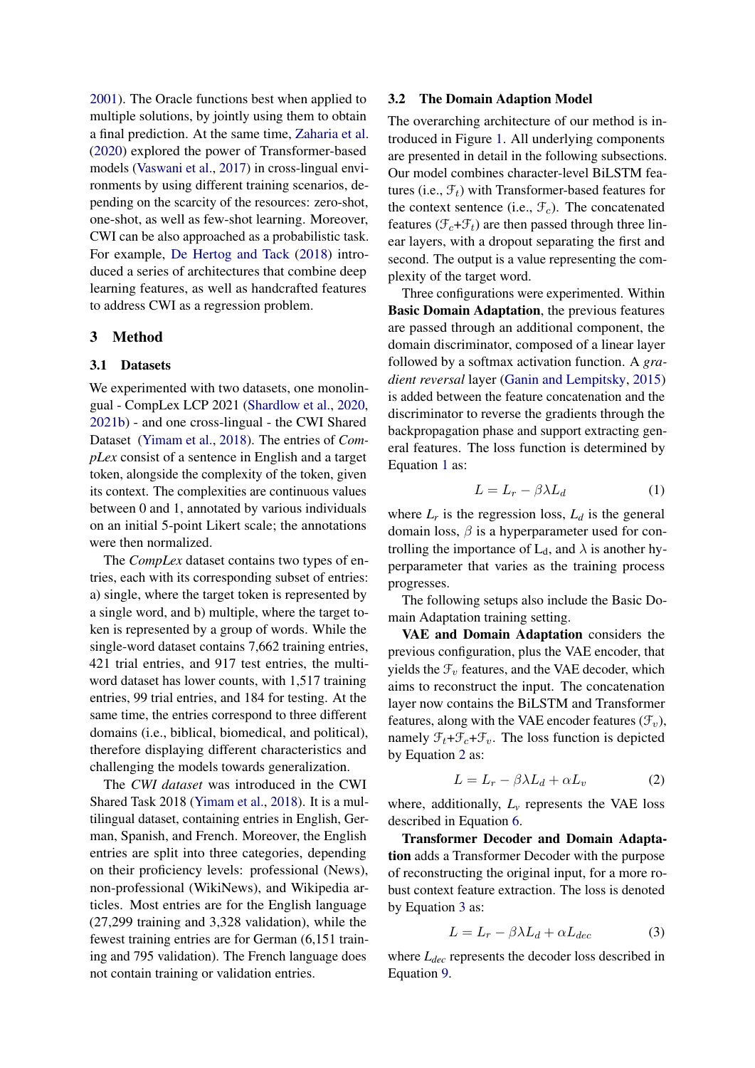2001). The Oracle functions best when applied to multiple solutions, by jointly using them to obtain a final prediction. At the same time, Zaharia et al. (2020) explored the power of Transformer-based models (Vaswani et al., 2017) in cross-lingual environments by using different training scenarios, depending on the scarcity of the resources: zero-shot, one-shot, as well as few-shot learning. Moreover, CWI can be also approached as a probabilistic task. For example, De Hertog and Tack (2018) introduced a series of architectures that combine deep learning features, as well as handcrafted features to address CWI as a regression problem.

## 3 Method

### 3.1 Datasets

We experimented with two datasets, one monolingual - CompLex LCP 2021 (Shardlow et al., 2020, 2021b) - and one cross-lingual - the CWI Shared Dataset (Yimam et al., 2018). The entries of *CompLex* consist of a sentence in English and a target token, alongside the complexity of the token, given its context. The complexities are continuous values between 0 and 1, annotated by various individuals on an initial 5-point Likert scale; the annotations were then normalized.

The *CompLex* dataset contains two types of entries, each with its corresponding subset of entries: a) single, where the target token is represented by a single word, and b) multiple, where the target token is represented by a group of words. While the single-word dataset contains 7,662 training entries, 421 trial entries, and 917 test entries, the multi-word dataset has lower counts, with 1,517 training entries, 99 trial entries, and 184 for testing. At the same time, the entries correspond to three different domains (i.e., biblical, biomedical, and political), therefore displaying different characteristics and challenging the models towards generalization.

The *CWI dataset* was introduced in the CWI Shared Task 2018 (Yimam et al., 2018). It is a multilingual dataset, containing entries in English, German, Spanish, and French. Moreover, the English entries are split into three categories, depending on their proficiency levels: professional (News), non-professional (WikiNews), and Wikipedia articles. Most entries are for the English language (27,299 training and 3,328 validation), while the fewest training entries are for German (6,151 training and 795 validation). The French language does not contain training or validation entries.

### 3.2 The Domain Adaption Model

The overarching architecture of our method is introduced in Figure 1. All underlying components are presented in detail in the following subsections. Our model combines character-level BiLSTM features (i.e., $\mathcal{F}_t$) with Transformer-based features for the context sentence (i.e., $\mathcal{F}_c$). The concatenated features ($\mathcal{F}_c$+$\mathcal{F}_t$) are then passed through three linear layers, with a dropout separating the first and second. The output is a value representing the complexity of the target word.

Three configurations were experimented. Within **Basic Domain Adaptation**, the previous features are passed through an additional component, the domain discriminator, composed of a linear layer followed by a softmax activation function. A *gradient reversal* layer (Ganin and Lempitsky, 2015) is added between the feature concatenation and the discriminator to reverse the gradients through the backpropagation phase and support extracting general features. The loss function is determined by Equation 1 as:

$$L = L_r - \beta\lambda L_d \tag{1}$$

where $L_r$ is the regression loss, $L_d$ is the general domain loss, $\beta$ is a hyperparameter used for controlling the importance of $L_d$, and $\lambda$ is another hyperparameter that varies as the training process progresses.

The following setups also include the Basic Domain Adaptation training setting.

**VAE and Domain Adaptation** considers the previous configuration, plus the VAE encoder, that yields the $\mathcal{F}_v$ features, and the VAE decoder, which aims to reconstruct the input. The concatenation layer now contains the BiLSTM and Transformer features, along with the VAE encoder features ($\mathcal{F}_v$), namely $\mathcal{F}_t$+$\mathcal{F}_c$+$\mathcal{F}_v$. The loss function is depicted by Equation 2 as:

$$L = L_r - \beta\lambda L_d + \alpha L_v \tag{2}$$

where, additionally, $L_v$ represents the VAE loss described in Equation 6.

**Transformer Decoder and Domain Adaptation** adds a Transformer Decoder with the purpose of reconstructing the original input, for a more robust context feature extraction. The loss is denoted by Equation 3 as:

$$L = L_r - \beta\lambda L_d + \alpha L_{dec} \tag{3}$$

where $L_{dec}$ represents the decoder loss described in Equation 9.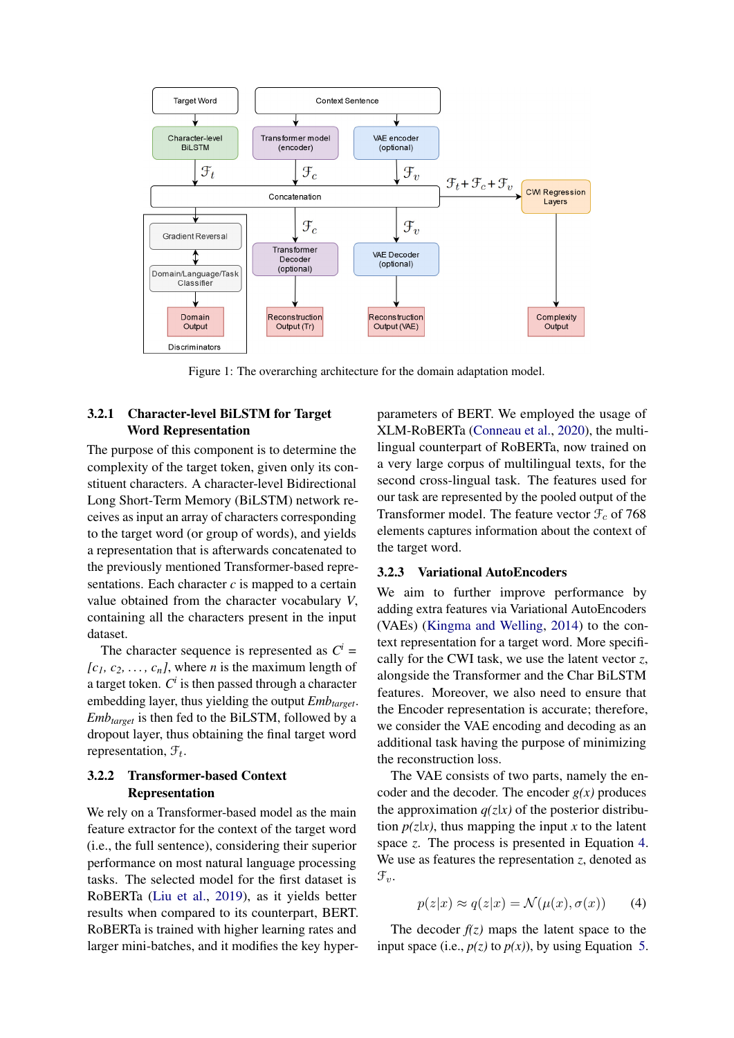Figure 1: The overarching architecture for the domain adaptation model.

#### 3.2.1 Character-level BiLSTM for Target Word Representation

The purpose of this component is to determine the complexity of the target token, given only its constituent characters. A character-level Bidirectional Long Short-Term Memory (BiLSTM) network receives as input an array of characters corresponding to the target word (or group of words), and yields a representation that is afterwards concatenated to the previously mentioned Transformer-based representations. Each character $c$ is mapped to a certain value obtained from the character vocabulary $V$, containing all the characters present in the input dataset.

The character sequence is represented as $C^i = [c_1, c_2, \ldots, c_n]$, where $n$ is the maximum length of a target token. $C^i$ is then passed through a character embedding layer, thus yielding the output $Emb_{target}$. $Emb_{target}$ is then fed to the BiLSTM, followed by a dropout layer, thus obtaining the final target word representation, $\mathcal{F}_t$.

#### 3.2.2 Transformer-based Context Representation

We rely on a Transformer-based model as the main feature extractor for the context of the target word (i.e., the full sentence), considering their superior performance on most natural language processing tasks. The selected model for the first dataset is RoBERTa (Liu et al., 2019), as it yields better results when compared to its counterpart, BERT. RoBERTa is trained with higher learning rates and larger mini-batches, and it modifies the key hyper-parameters of BERT. We employed the usage of XLM-RoBERTa (Conneau et al., 2020), the multilingual counterpart of RoBERTa, now trained on a very large corpus of multilingual texts, for the second cross-lingual task. The features used for our task are represented by the pooled output of the Transformer model. The feature vector $\mathcal{F}_c$ of 768 elements captures information about the context of the target word.

#### 3.2.3 Variational AutoEncoders

We aim to further improve performance by adding extra features via Variational AutoEncoders (VAEs) (Kingma and Welling, 2014) to the context representation for a target word. More specifically for the CWI task, we use the latent vector $z$, alongside the Transformer and the Char BiLSTM features. Moreover, we also need to ensure that the Encoder representation is accurate; therefore, we consider the VAE encoding and decoding as an additional task having the purpose of minimizing the reconstruction loss.

The VAE consists of two parts, namely the encoder and the decoder. The encoder $g(x)$ produces the approximation $q(z|x)$ of the posterior distribution $p(z|x)$, thus mapping the input $x$ to the latent space $z$. The process is presented in Equation 4. We use as features the representation $z$, denoted as $\mathcal{F}_v$.

$$p(z|x) \approx q(z|x) = \mathcal{N}(\mu(x), \sigma(x)) \tag{4}$$

The decoder $f(z)$ maps the latent space to the input space (i.e., $p(z)$ to $p(x)$), by using Equation 5.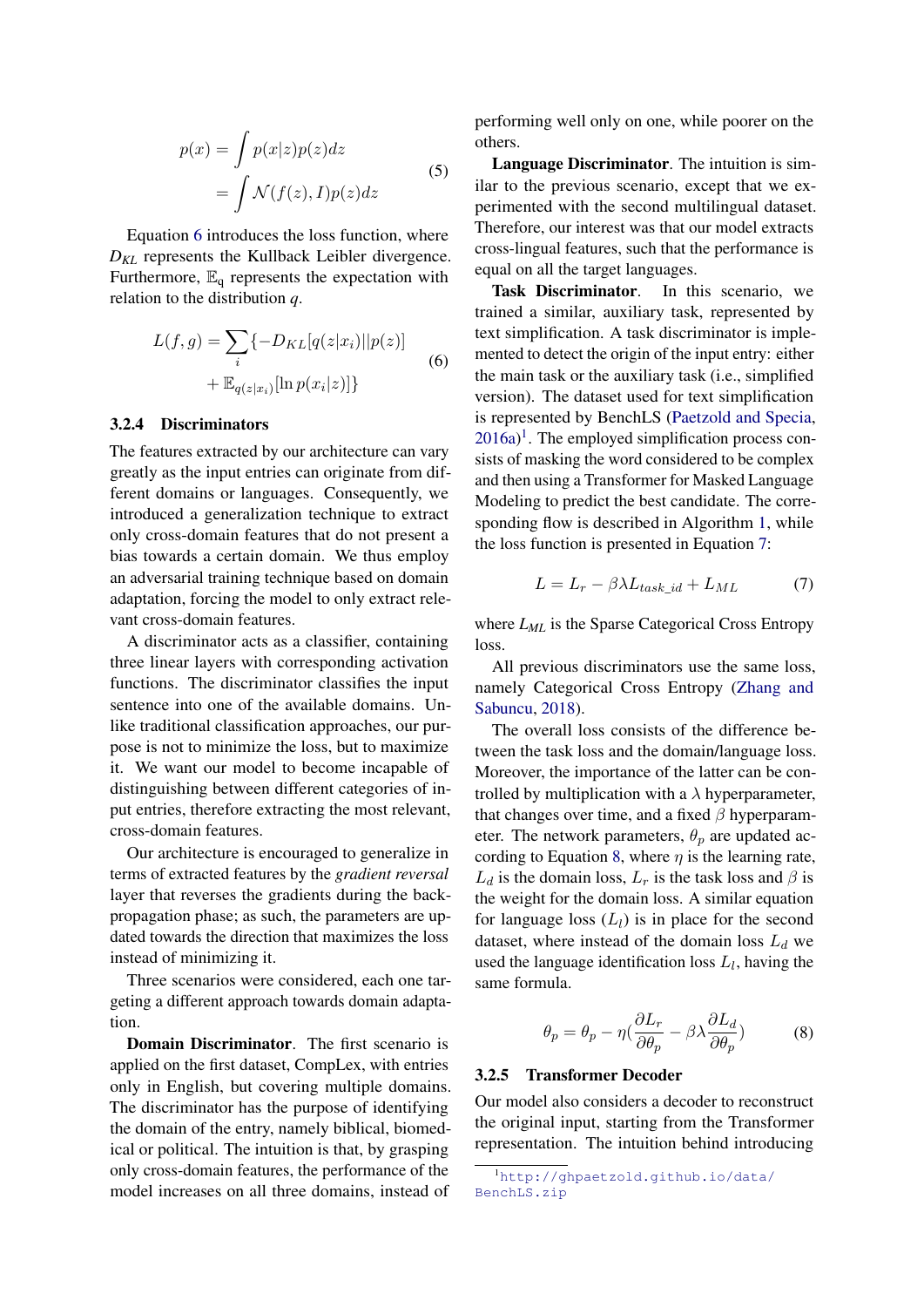$$p(x) = \int p(x|z)p(z)dz = \int \mathcal{N}(f(z), I)p(z)dz \tag{5}$$

Equation 6 introduces the loss function, where $D_{KL}$ represents the Kullback Leibler divergence. Furthermore, $\mathbb{E}_q$ represents the expectation with relation to the distribution $q$.

$$L(f,g) = \sum_i \{-D_{KL}[q(z|x_i)||p(z)] + \mathbb{E}_{q(z|x_i)}[\ln p(x_i|z)]\} \tag{6}$$

### 3.2.4 Discriminators

The features extracted by our architecture can vary greatly as the input entries can originate from different domains or languages. Consequently, we introduced a generalization technique to extract only cross-domain features that do not present a bias towards a certain domain. We thus employ an adversarial training technique based on domain adaptation, forcing the model to only extract relevant cross-domain features.

A discriminator acts as a classifier, containing three linear layers with corresponding activation functions. The discriminator classifies the input sentence into one of the available domains. Unlike traditional classification approaches, our purpose is not to minimize the loss, but to maximize it. We want our model to become incapable of distinguishing between different categories of input entries, therefore extracting the most relevant, cross-domain features.

Our architecture is encouraged to generalize in terms of extracted features by the *gradient reversal* layer that reverses the gradients during the backpropagation phase; as such, the parameters are updated towards the direction that maximizes the loss instead of minimizing it.

Three scenarios were considered, each one targeting a different approach towards domain adaptation.

**Domain Discriminator**. The first scenario is applied on the first dataset, CompLex, with entries only in English, but covering multiple domains. The discriminator has the purpose of identifying the domain of the entry, namely biblical, biomedical or political. The intuition is that, by grasping only cross-domain features, the performance of the model increases on all three domains, instead of performing well only on one, while poorer on the others.

**Language Discriminator**. The intuition is similar to the previous scenario, except that we experimented with the second multilingual dataset. Therefore, our interest was that our model extracts cross-lingual features, such that the performance is equal on all the target languages.

**Task Discriminator**. In this scenario, we trained a similar, auxiliary task, represented by text simplification. A task discriminator is implemented to detect the origin of the input entry: either the main task or the auxiliary task (i.e., simplified version). The dataset used for text simplification is represented by BenchLS (Paetzold and Specia, 2016a)[1]. The employed simplification process consists of masking the word considered to be complex and then using a Transformer for Masked Language Modeling to predict the best candidate. The corresponding flow is described in Algorithm 1, while the loss function is presented in Equation 7:

$$L = L_r - \beta\lambda L_{task\_id} + L_{ML} \tag{7}$$

where $L_{ML}$ is the Sparse Categorical Cross Entropy loss.

All previous discriminators use the same loss, namely Categorical Cross Entropy (Zhang and Sabuncu, 2018).

The overall loss consists of the difference between the task loss and the domain/language loss. Moreover, the importance of the latter can be controlled by multiplication with a $\lambda$ hyperparameter, that changes over time, and a fixed $\beta$ hyperparameter. The network parameters, $\theta_p$ are updated according to Equation 8, where $\eta$ is the learning rate, $L_d$ is the domain loss, $L_r$ is the task loss and $\beta$ is the weight for the domain loss. A similar equation for language loss ($L_l$) is in place for the second dataset, where instead of the domain loss $L_d$ we used the language identification loss $L_l$, having the same formula.

$$\theta_p = \theta_p - \eta(\frac{\partial L_r}{\partial \theta_p} - \beta\lambda\frac{\partial L_d}{\partial \theta_p}) \tag{8}$$

### 3.2.5 Transformer Decoder

Our model also considers a decoder to reconstruct the original input, starting from the Transformer representation. The intuition behind introducing

[1] http://ghpaetzold.github.io/data/BenchLS.zip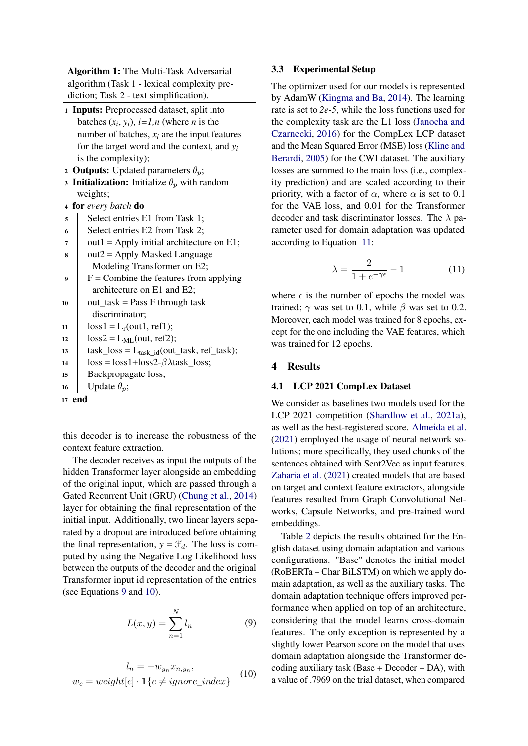**Algorithm 1:** The Multi-Task Adversarial algorithm (Task 1 - lexical complexity prediction; Task 2 - text simplification).

```
1  Inputs: Preprocessed dataset, split into
      batches (x_i, y_i), i=1,n (where n is the
      number of batches, x_i are the input features
      for the target word and the context, and y_i
      is the complexity);
2  Outputs: Updated parameters θ_p;
3  Initialization: Initialize θ_p with random
      weights;
4  for every batch do
5      Select entries E1 from Task 1;
6      Select entries E2 from Task 2;
7      out1 = Apply initial architecture on E1;
8      out2 = Apply Masked Language
          Modeling Transformer on E2;
9      F = Combine the features from applying
          architecture on E1 and E2;
10     out_task = Pass F through task
          discriminator;
11     loss1 = L_r(out1, ref1);
12     loss2 = L_ML(out, ref2);
13     task_loss = L_task_id(out_task, ref_task);
14     loss = loss1+loss2-βλtask_loss;
15     Backpropagate loss;
16     Update θ_p;
17 end
```

this decoder is to increase the robustness of the context feature extraction.

The decoder receives as input the outputs of the hidden Transformer layer alongside an embedding of the original input, which are passed through a Gated Recurrent Unit (GRU) (Chung et al., 2014) layer for obtaining the final representation of the initial input. Additionally, two linear layers separated by a dropout are introduced before obtaining the final representation, $y = \mathcal{F}_d$. The loss is computed by using the Negative Log Likelihood loss between the outputs of the decoder and the original Transformer input id representation of the entries (see Equations 9 and 10).

$$L(x, y) = \sum_{n=1}^{N} l_n \tag{9}$$

$$l_n = -w_{y_n} x_{n,y_n}, \\ w_c = weight[c] \cdot \mathbb{1}\{c \neq ignore\_index\} \tag{10}$$

### 3.3 Experimental Setup

The optimizer used for our models is represented by AdamW (Kingma and Ba, 2014). The learning rate is set to *2e-5*, while the loss functions used for the complexity task are the L1 loss (Janocha and Czarnecki, 2016) for the CompLex LCP dataset and the Mean Squared Error (MSE) loss (Kline and Berardi, 2005) for the CWI dataset. The auxiliary losses are summed to the main loss (i.e., complexity prediction) and are scaled according to their priority, with a factor of $\alpha$, where $\alpha$ is set to 0.1 for the VAE loss, and 0.01 for the Transformer decoder and task discriminator losses. The $\lambda$ parameter used for domain adaptation was updated according to Equation 11:

$$\lambda = \frac{2}{1 + e^{-\gamma\epsilon}} - 1 \tag{11}$$

where $\epsilon$ is the number of epochs the model was trained; $\gamma$ was set to 0.1, while $\beta$ was set to 0.2. Moreover, each model was trained for 8 epochs, except for the one including the VAE features, which was trained for 12 epochs.

## 4 Results

### 4.1 LCP 2021 CompLex Dataset

We consider as baselines two models used for the LCP 2021 competition (Shardlow et al., 2021a), as well as the best-registered score. Almeida et al. (2021) employed the usage of neural network solutions; more specifically, they used chunks of the sentences obtained with Sent2Vec as input features. Zaharia et al. (2021) created models that are based on target and context feature extractors, alongside features resulted from Graph Convolutional Networks, Capsule Networks, and pre-trained word embeddings.

Table 2 depicts the results obtained for the English dataset using domain adaptation and various configurations. "Base" denotes the initial model (RoBERTa + Char BiLSTM) on which we apply domain adaptation, as well as the auxiliary tasks. The domain adaptation technique offers improved performance when applied on top of an architecture, considering that the model learns cross-domain features. The only exception is represented by a slightly lower Pearson score on the model that uses domain adaptation alongside the Transformer decoding auxiliary task (Base + Decoder + DA), with a value of .7969 on the trial dataset, when compared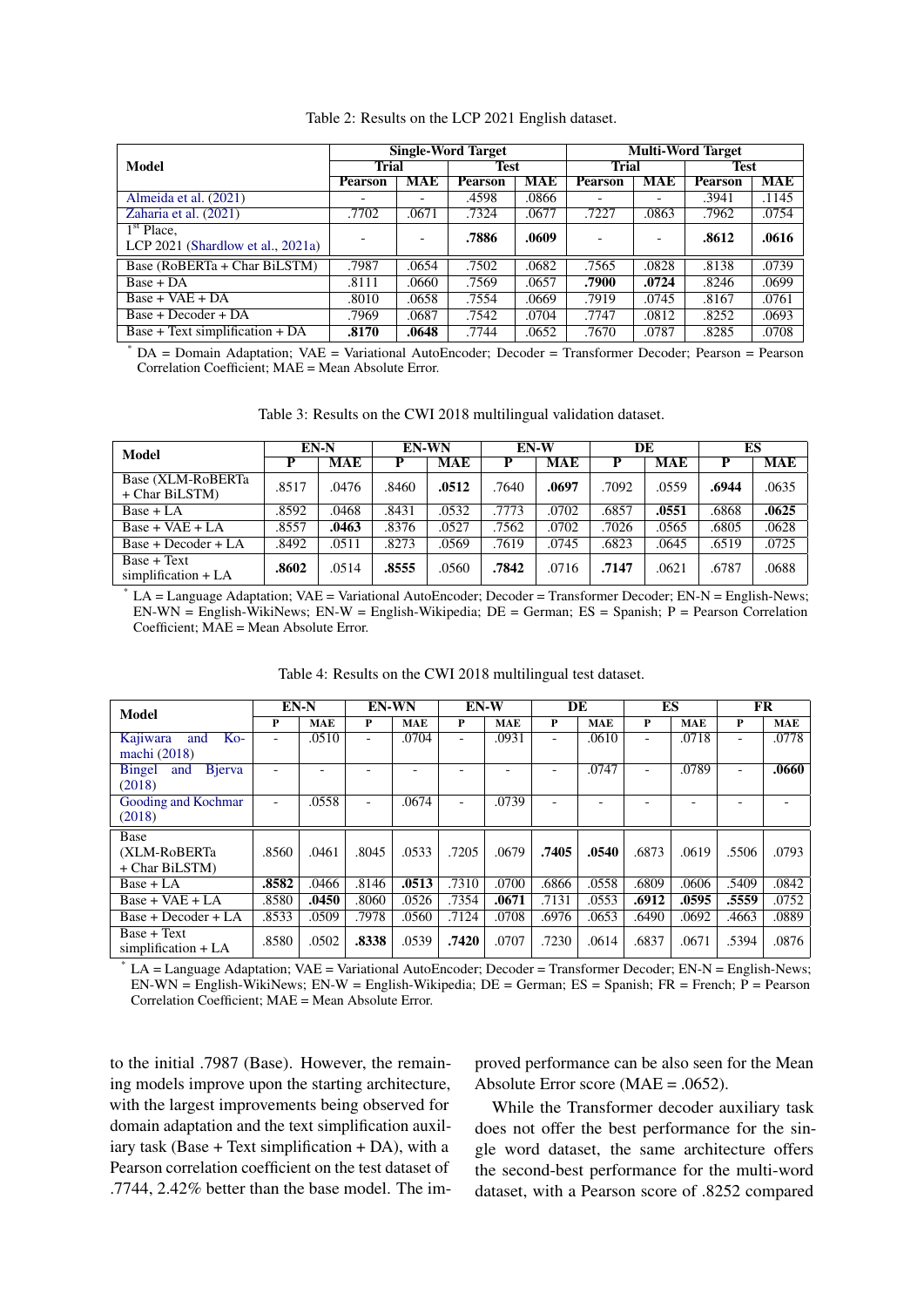Table 2: Results on the LCP 2021 English dataset.

| Model | Single-Word Target | | | | Multi-Word Target | | | |
|---|---|---|---|---|---|---|---|---|
| | Trial | | Test | | Trial | | Test | |
| | Pearson | MAE | Pearson | MAE | Pearson | MAE | Pearson | MAE |
| Almeida et al. (2021) | - | - | .4598 | .0866 | - | - | .3941 | .1145 |
| Zaharia et al. (2021) | .7702 | .0671 | .7324 | .0677 | .7227 | .0863 | .7962 | .0754 |
| 1st Place, LCP 2021 (Shardlow et al., 2021a) | - | - | **.7886** | **.0609** | - | - | **.8612** | **.0616** |
| Base (RoBERTa + Char BiLSTM) | .7987 | .0654 | .7502 | .0682 | .7565 | .0828 | .8138 | .0739 |
| Base + DA | .8111 | .0660 | .7569 | .0657 | **.7900** | **.0724** | .8246 | .0699 |
| Base + VAE + DA | .8010 | .0658 | .7554 | .0669 | .7919 | .0745 | .8167 | .0761 |
| Base + Decoder + DA | .7969 | .0687 | .7542 | .0704 | .7747 | .0812 | .8252 | .0693 |
| Base + Text simplification + DA | **.8170** | **.0648** | .7744 | .0652 | .7670 | .0787 | .8285 | .0708 |

* DA = Domain Adaptation; VAE = Variational AutoEncoder; Decoder = Transformer Decoder; Pearson = Pearson Correlation Coefficient; MAE = Mean Absolute Error.

Table 3: Results on the CWI 2018 multilingual validation dataset.

| Model | EN-N | | EN-WN | | EN-W | | DE | | ES | |
|---|---|---|---|---|---|---|---|---|---|---|
| | P | MAE | P | MAE | P | MAE | P | MAE | P | MAE |
| Base (XLM-RoBERTa + Char BiLSTM) | .8517 | .0476 | .8460 | **.0512** | .7640 | **.0697** | .7092 | .0559 | **.6944** | .0635 |
| Base + LA | .8592 | .0468 | .8431 | .0532 | .7773 | .0702 | .6857 | **.0551** | .6868 | **.0625** |
| Base + VAE + LA | .8557 | **.0463** | .8376 | .0527 | .7562 | .0702 | .7026 | .0565 | .6805 | .0628 |
| Base + Decoder + LA | .8492 | .0511 | .8273 | .0569 | .7619 | .0745 | .6823 | .0645 | .6519 | .0725 |
| Base + Text simplification + LA | **.8602** | .0514 | **.8555** | .0560 | **.7842** | .0716 | **.7147** | .0621 | .6787 | .0688 |

* LA = Language Adaptation; VAE = Variational AutoEncoder; Decoder = Transformer Decoder; EN-N = English-News; EN-WN = English-WikiNews; EN-W = English-Wikipedia; DE = German; ES = Spanish; P = Pearson Correlation Coefficient; MAE = Mean Absolute Error.

Table 4: Results on the CWI 2018 multilingual test dataset.

| Model | EN-N | | EN-WN | | EN-W | | DE | | ES | | FR | |
|---|---|---|---|---|---|---|---|---|---|---|---|---|
| | P | MAE | P | MAE | P | MAE | P | MAE | P | MAE | P | MAE |
| Kajiwara and Komachi (2018) | - | .0510 | - | .0704 | - | .0931 | - | .0610 | - | .0718 | - | .0778 |
| Bingel and Bjerva (2018) | - | - | - | - | - | - | - | .0747 | - | .0789 | - | **.0660** |
| Gooding and Kochmar (2018) | - | .0558 | - | .0674 | - | .0739 | - | - | - | - | - | - |
| Base (XLM-RoBERTa + Char BiLSTM) | .8560 | .0461 | .8045 | .0533 | .7205 | .0679 | **.7405** | **.0540** | .6873 | .0619 | .5506 | .0793 |
| Base + LA | **.8582** | .0466 | .8146 | **.0513** | .7310 | .0700 | .6866 | .0558 | .6809 | .0606 | .5409 | .0842 |
| Base + VAE + LA | .8580 | **.0450** | .8060 | .0526 | .7354 | **.0671** | .7131 | .0553 | **.6912** | **.0595** | **.5559** | .0752 |
| Base + Decoder + LA | .8533 | .0509 | .7978 | .0560 | .7124 | .0708 | .6976 | .0653 | .6490 | .0692 | .4663 | .0889 |
| Base + Text simplification + LA | .8580 | .0502 | **.8338** | .0539 | **.7420** | .0707 | .7230 | .0614 | .6837 | .0671 | .5394 | .0876 |

* LA = Language Adaptation; VAE = Variational AutoEncoder; Decoder = Transformer Decoder; EN-N = English-News; EN-WN = English-WikiNews; EN-W = English-Wikipedia; DE = German; ES = Spanish; FR = French; P = Pearson Correlation Coefficient; MAE = Mean Absolute Error.

to the initial .7987 (Base). However, the remaining models improve upon the starting architecture, with the largest improvements being observed for domain adaptation and the text simplification auxiliary task (Base + Text simplification + DA), with a Pearson correlation coefficient on the test dataset of .7744, 2.42% better than the base model. The improved performance can be also seen for the Mean Absolute Error score (MAE = .0652).

While the Transformer decoder auxiliary task does not offer the best performance for the single word dataset, the same architecture offers the second-best performance for the multi-word dataset, with a Pearson score of .8252 compared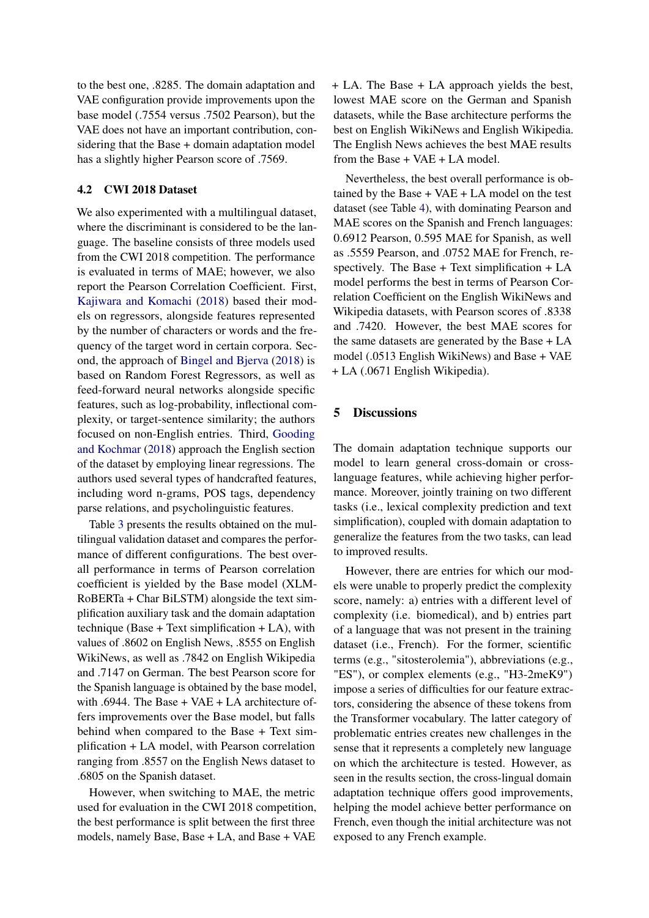to the best one, .8285. The domain adaptation and VAE configuration provide improvements upon the base model (.7554 versus .7502 Pearson), but the VAE does not have an important contribution, considering that the Base + domain adaptation model has a slightly higher Pearson score of .7569.

### 4.2 CWI 2018 Dataset

We also experimented with a multilingual dataset, where the discriminant is considered to be the language. The baseline consists of three models used from the CWI 2018 competition. The performance is evaluated in terms of MAE; however, we also report the Pearson Correlation Coefficient. First, Kajiwara and Komachi (2018) based their models on regressors, alongside features represented by the number of characters or words and the frequency of the target word in certain corpora. Second, the approach of Bingel and Bjerva (2018) is based on Random Forest Regressors, as well as feed-forward neural networks alongside specific features, such as log-probability, inflectional complexity, or target-sentence similarity; the authors focused on non-English entries. Third, Gooding and Kochmar (2018) approach the English section of the dataset by employing linear regressions. The authors used several types of handcrafted features, including word n-grams, POS tags, dependency parse relations, and psycholinguistic features.

Table 3 presents the results obtained on the multilingual validation dataset and compares the performance of different configurations. The best overall performance in terms of Pearson correlation coefficient is yielded by the Base model (XLM-RoBERTa + Char BiLSTM) alongside the text simplification auxiliary task and the domain adaptation technique (Base + Text simplification + LA), with values of .8602 on English News, .8555 on English WikiNews, as well as .7842 on English Wikipedia and .7147 on German. The best Pearson score for the Spanish language is obtained by the base model, with .6944. The Base + VAE + LA architecture offers improvements over the Base model, but falls behind when compared to the Base + Text simplification + LA model, with Pearson correlation ranging from .8557 on the English News dataset to .6805 on the Spanish dataset.

However, when switching to MAE, the metric used for evaluation in the CWI 2018 competition, the best performance is split between the first three models, namely Base, Base + LA, and Base + VAE + LA. The Base + LA approach yields the best, lowest MAE score on the German and Spanish datasets, while the Base architecture performs the best on English WikiNews and English Wikipedia. The English News achieves the best MAE results from the Base + VAE + LA model.

Nevertheless, the best overall performance is obtained by the Base + VAE + LA model on the test dataset (see Table 4), with dominating Pearson and MAE scores on the Spanish and French languages: 0.6912 Pearson, 0.595 MAE for Spanish, as well as .5559 Pearson, and .0752 MAE for French, respectively. The Base + Text simplification + LA model performs the best in terms of Pearson Correlation Coefficient on the English WikiNews and Wikipedia datasets, with Pearson scores of .8338 and .7420. However, the best MAE scores for the same datasets are generated by the Base + LA model (.0513 English WikiNews) and Base + VAE + LA (.0671 English Wikipedia).

## 5 Discussions

The domain adaptation technique supports our model to learn general cross-domain or cross-language features, while achieving higher performance. Moreover, jointly training on two different tasks (i.e., lexical complexity prediction and text simplification), coupled with domain adaptation to generalize the features from the two tasks, can lead to improved results.

However, there are entries for which our models were unable to properly predict the complexity score, namely: a) entries with a different level of complexity (i.e. biomedical), and b) entries part of a language that was not present in the training dataset (i.e., French). For the former, scientific terms (e.g., "sitosterolemia"), abbreviations (e.g., "ES"), or complex elements (e.g., "H3-2meK9") impose a series of difficulties for our feature extractors, considering the absence of these tokens from the Transformer vocabulary. The latter category of problematic entries creates new challenges in the sense that it represents a completely new language on which the architecture is tested. However, as seen in the results section, the cross-lingual domain adaptation technique offers good improvements, helping the model achieve better performance on French, even though the initial architecture was not exposed to any French example.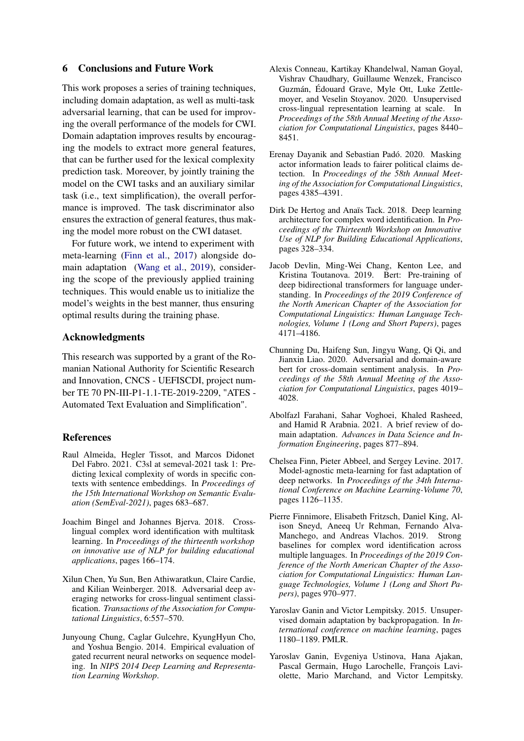## 6 Conclusions and Future Work

This work proposes a series of training techniques, including domain adaptation, as well as multi-task adversarial learning, that can be used for improving the overall performance of the models for CWI. Domain adaptation improves results by encouraging the models to extract more general features, that can be further used for the lexical complexity prediction task. Moreover, by jointly training the model on the CWI tasks and an auxiliary similar task (i.e., text simplification), the overall performance is improved. The task discriminator also ensures the extraction of general features, thus making the model more robust on the CWI dataset.

For future work, we intend to experiment with meta-learning (Finn et al., 2017) alongside domain adaptation (Wang et al., 2019), considering the scope of the previously applied training techniques. This would enable us to initialize the model's weights in the best manner, thus ensuring optimal results during the training phase.

## Acknowledgments

This research was supported by a grant of the Romanian National Authority for Scientific Research and Innovation, CNCS - UEFISCDI, project number TE 70 PN-III-P1-1.1-TE-2019-2209, "ATES - Automated Text Evaluation and Simplification".

## References

Raul Almeida, Hegler Tissot, and Marcos Didonet Del Fabro. 2021. C3sl at semeval-2021 task 1: Predicting lexical complexity of words in specific contexts with sentence embeddings. In *Proceedings of the 15th International Workshop on Semantic Evaluation (SemEval-2021)*, pages 683–687.

Joachim Bingel and Johannes Bjerva. 2018. Cross-lingual complex word identification with multitask learning. In *Proceedings of the thirteenth workshop on innovative use of NLP for building educational applications*, pages 166–174.

Xilun Chen, Yu Sun, Ben Athiwaratkun, Claire Cardie, and Kilian Weinberger. 2018. Adversarial deep averaging networks for cross-lingual sentiment classification. *Transactions of the Association for Computational Linguistics*, 6:557–570.

Junyoung Chung, Caglar Gulcehre, KyungHyun Cho, and Yoshua Bengio. 2014. Empirical evaluation of gated recurrent neural networks on sequence modeling. In *NIPS 2014 Deep Learning and Representation Learning Workshop*.

Alexis Conneau, Kartikay Khandelwal, Naman Goyal, Vishrav Chaudhary, Guillaume Wenzek, Francisco Guzmán, Édouard Grave, Myle Ott, Luke Zettlemoyer, and Veselin Stoyanov. 2020. Unsupervised cross-lingual representation learning at scale. In *Proceedings of the 58th Annual Meeting of the Association for Computational Linguistics*, pages 8440–8451.

Erenay Dayanik and Sebastian Padó. 2020. Masking actor information leads to fairer political claims detection. In *Proceedings of the 58th Annual Meeting of the Association for Computational Linguistics*, pages 4385–4391.

Dirk De Hertog and Anaïs Tack. 2018. Deep learning architecture for complex word identification. In *Proceedings of the Thirteenth Workshop on Innovative Use of NLP for Building Educational Applications*, pages 328–334.

Jacob Devlin, Ming-Wei Chang, Kenton Lee, and Kristina Toutanova. 2019. Bert: Pre-training of deep bidirectional transformers for language understanding. In *Proceedings of the 2019 Conference of the North American Chapter of the Association for Computational Linguistics: Human Language Technologies, Volume 1 (Long and Short Papers)*, pages 4171–4186.

Chunning Du, Haifeng Sun, Jingyu Wang, Qi Qi, and Jianxin Liao. 2020. Adversarial and domain-aware bert for cross-domain sentiment analysis. In *Proceedings of the 58th Annual Meeting of the Association for Computational Linguistics*, pages 4019–4028.

Abolfazl Farahani, Sahar Voghoei, Khaled Rasheed, and Hamid R Arabnia. 2021. A brief review of domain adaptation. *Advances in Data Science and Information Engineering*, pages 877–894.

Chelsea Finn, Pieter Abbeel, and Sergey Levine. 2017. Model-agnostic meta-learning for fast adaptation of deep networks. In *Proceedings of the 34th International Conference on Machine Learning-Volume 70*, pages 1126–1135.

Pierre Finnimore, Elisabeth Fritzsch, Daniel King, Alison Sneyd, Aneeq Ur Rehman, Fernando Alva-Manchego, and Andreas Vlachos. 2019. Strong baselines for complex word identification across multiple languages. In *Proceedings of the 2019 Conference of the North American Chapter of the Association for Computational Linguistics: Human Language Technologies, Volume 1 (Long and Short Papers)*, pages 970–977.

Yaroslav Ganin and Victor Lempitsky. 2015. Unsupervised domain adaptation by backpropagation. In *International conference on machine learning*, pages 1180–1189. PMLR.

Yaroslav Ganin, Evgeniya Ustinova, Hana Ajakan, Pascal Germain, Hugo Larochelle, François Laviolette, Mario Marchand, and Victor Lempitsky.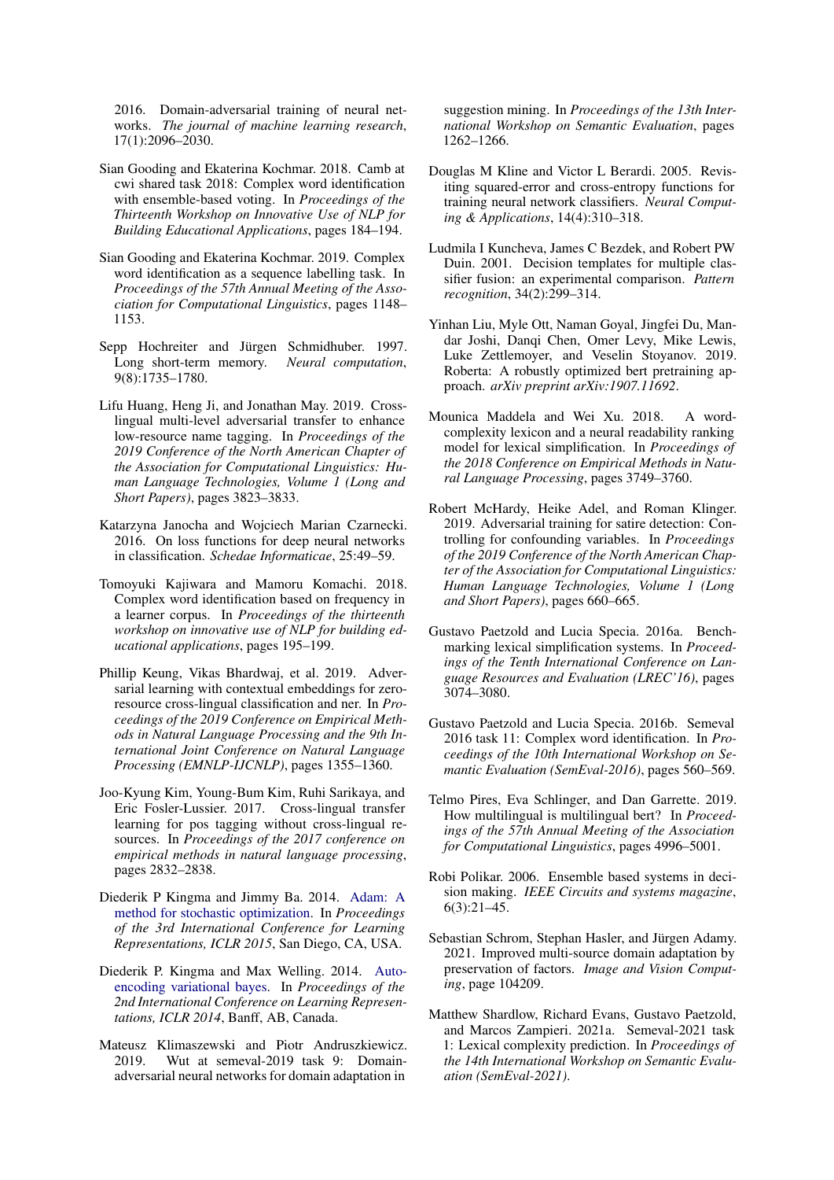2016. Domain-adversarial training of neural networks. *The journal of machine learning research*, 17(1):2096–2030.

Sian Gooding and Ekaterina Kochmar. 2018. Camb at cwi shared task 2018: Complex word identification with ensemble-based voting. In *Proceedings of the Thirteenth Workshop on Innovative Use of NLP for Building Educational Applications*, pages 184–194.

Sian Gooding and Ekaterina Kochmar. 2019. Complex word identification as a sequence labelling task. In *Proceedings of the 57th Annual Meeting of the Association for Computational Linguistics*, pages 1148–1153.

Sepp Hochreiter and Jürgen Schmidhuber. 1997. Long short-term memory. *Neural computation*, 9(8):1735–1780.

Lifu Huang, Heng Ji, and Jonathan May. 2019. Cross-lingual multi-level adversarial transfer to enhance low-resource name tagging. In *Proceedings of the 2019 Conference of the North American Chapter of the Association for Computational Linguistics: Human Language Technologies, Volume 1 (Long and Short Papers)*, pages 3823–3833.

Katarzyna Janocha and Wojciech Marian Czarnecki. 2016. On loss functions for deep neural networks in classification. *Schedae Informaticae*, 25:49–59.

Tomoyuki Kajiwara and Mamoru Komachi. 2018. Complex word identification based on frequency in a learner corpus. In *Proceedings of the thirteenth workshop on innovative use of NLP for building educational applications*, pages 195–199.

Phillip Keung, Vikas Bhardwaj, et al. 2019. Adversarial learning with contextual embeddings for zero-resource cross-lingual classification and ner. In *Proceedings of the 2019 Conference on Empirical Methods in Natural Language Processing and the 9th International Joint Conference on Natural Language Processing (EMNLP-IJCNLP)*, pages 1355–1360.

Joo-Kyung Kim, Young-Bum Kim, Ruhi Sarikaya, and Eric Fosler-Lussier. 2017. Cross-lingual transfer learning for pos tagging without cross-lingual resources. In *Proceedings of the 2017 conference on empirical methods in natural language processing*, pages 2832–2838.

Diederik P Kingma and Jimmy Ba. 2014. Adam: A method for stochastic optimization. In *Proceedings of the 3rd International Conference for Learning Representations, ICLR 2015*, San Diego, CA, USA.

Diederik P. Kingma and Max Welling. 2014. Auto-encoding variational bayes. In *Proceedings of the 2nd International Conference on Learning Representations, ICLR 2014*, Banff, AB, Canada.

Mateusz Klimaszewski and Piotr Andruszkiewicz. 2019. Wut at semeval-2019 task 9: Domain-adversarial neural networks for domain adaptation in suggestion mining. In *Proceedings of the 13th International Workshop on Semantic Evaluation*, pages 1262–1266.

Douglas M Kline and Victor L Berardi. 2005. Revisiting squared-error and cross-entropy functions for training neural network classifiers. *Neural Computing & Applications*, 14(4):310–318.

Ludmila I Kuncheva, James C Bezdek, and Robert PW Duin. 2001. Decision templates for multiple classifier fusion: an experimental comparison. *Pattern recognition*, 34(2):299–314.

Yinhan Liu, Myle Ott, Naman Goyal, Jingfei Du, Mandar Joshi, Danqi Chen, Omer Levy, Mike Lewis, Luke Zettlemoyer, and Veselin Stoyanov. 2019. Roberta: A robustly optimized bert pretraining approach. *arXiv preprint arXiv:1907.11692*.

Mounica Maddela and Wei Xu. 2018. A word-complexity lexicon and a neural readability ranking model for lexical simplification. In *Proceedings of the 2018 Conference on Empirical Methods in Natural Language Processing*, pages 3749–3760.

Robert McHardy, Heike Adel, and Roman Klinger. 2019. Adversarial training for satire detection: Controlling for confounding variables. In *Proceedings of the 2019 Conference of the North American Chapter of the Association for Computational Linguistics: Human Language Technologies, Volume 1 (Long and Short Papers)*, pages 660–665.

Gustavo Paetzold and Lucia Specia. 2016a. Benchmarking lexical simplification systems. In *Proceedings of the Tenth International Conference on Language Resources and Evaluation (LREC'16)*, pages 3074–3080.

Gustavo Paetzold and Lucia Specia. 2016b. Semeval 2016 task 11: Complex word identification. In *Proceedings of the 10th International Workshop on Semantic Evaluation (SemEval-2016)*, pages 560–569.

Telmo Pires, Eva Schlinger, and Dan Garrette. 2019. How multilingual is multilingual bert? In *Proceedings of the 57th Annual Meeting of the Association for Computational Linguistics*, pages 4996–5001.

Robi Polikar. 2006. Ensemble based systems in decision making. *IEEE Circuits and systems magazine*, 6(3):21–45.

Sebastian Schrom, Stephan Hasler, and Jürgen Adamy. 2021. Improved multi-source domain adaptation by preservation of factors. *Image and Vision Computing*, page 104209.

Matthew Shardlow, Richard Evans, Gustavo Paetzold, and Marcos Zampieri. 2021a. Semeval-2021 task 1: Lexical complexity prediction. In *Proceedings of the 14th International Workshop on Semantic Evaluation (SemEval-2021)*.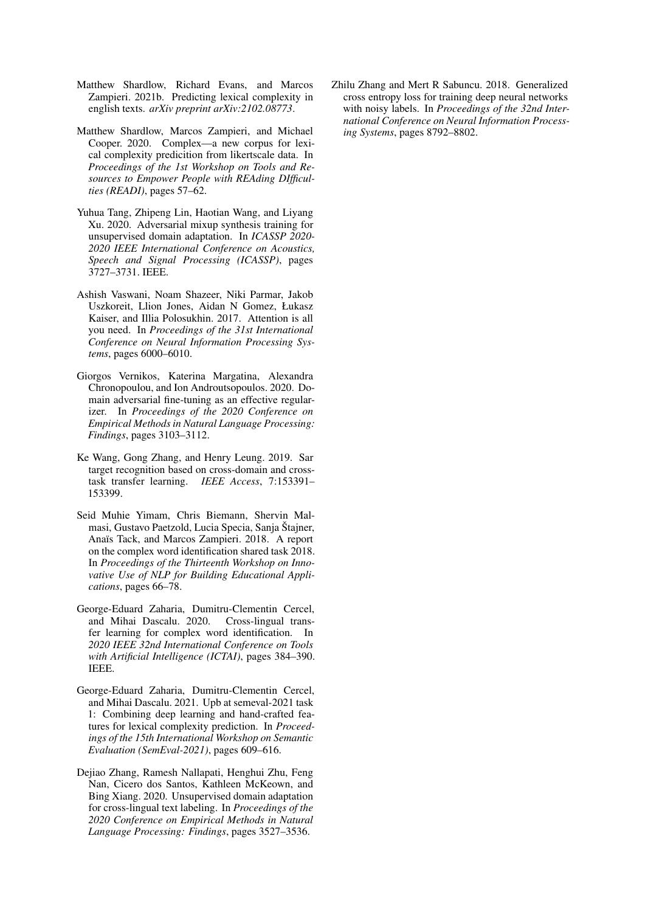Matthew Shardlow, Richard Evans, and Marcos Zampieri. 2021b. Predicting lexical complexity in english texts. *arXiv preprint arXiv:2102.08773*.

Matthew Shardlow, Marcos Zampieri, and Michael Cooper. 2020. Complex—a new corpus for lexical complexity predicition from likertscale data. In *Proceedings of the 1st Workshop on Tools and Resources to Empower People with REAding DIfficulties (READI)*, pages 57–62.

Yuhua Tang, Zhipeng Lin, Haotian Wang, and Liyang Xu. 2020. Adversarial mixup synthesis training for unsupervised domain adaptation. In *ICASSP 2020-2020 IEEE International Conference on Acoustics, Speech and Signal Processing (ICASSP)*, pages 3727–3731. IEEE.

Ashish Vaswani, Noam Shazeer, Niki Parmar, Jakob Uszkoreit, Llion Jones, Aidan N Gomez, Łukasz Kaiser, and Illia Polosukhin. 2017. Attention is all you need. In *Proceedings of the 31st International Conference on Neural Information Processing Systems*, pages 6000–6010.

Giorgos Vernikos, Katerina Margatina, Alexandra Chronopoulou, and Ion Androutsopoulos. 2020. Domain adversarial fine-tuning as an effective regularizer. In *Proceedings of the 2020 Conference on Empirical Methods in Natural Language Processing: Findings*, pages 3103–3112.

Ke Wang, Gong Zhang, and Henry Leung. 2019. Sar target recognition based on cross-domain and cross-task transfer learning. *IEEE Access*, 7:153391–153399.

Seid Muhie Yimam, Chris Biemann, Shervin Malmasi, Gustavo Paetzold, Lucia Specia, Sanja Štajner, Anaïs Tack, and Marcos Zampieri. 2018. A report on the complex word identification shared task 2018. In *Proceedings of the Thirteenth Workshop on Innovative Use of NLP for Building Educational Applications*, pages 66–78.

George-Eduard Zaharia, Dumitru-Clementin Cercel, and Mihai Dascalu. 2020. Cross-lingual transfer learning for complex word identification. In *2020 IEEE 32nd International Conference on Tools with Artificial Intelligence (ICTAI)*, pages 384–390. IEEE.

George-Eduard Zaharia, Dumitru-Clementin Cercel, and Mihai Dascalu. 2021. Upb at semeval-2021 task 1: Combining deep learning and hand-crafted features for lexical complexity prediction. In *Proceedings of the 15th International Workshop on Semantic Evaluation (SemEval-2021)*, pages 609–616.

Dejiao Zhang, Ramesh Nallapati, Henghui Zhu, Feng Nan, Cicero dos Santos, Kathleen McKeown, and Bing Xiang. 2020. Unsupervised domain adaptation for cross-lingual text labeling. In *Proceedings of the 2020 Conference on Empirical Methods in Natural Language Processing: Findings*, pages 3527–3536.

Zhilu Zhang and Mert R Sabuncu. 2018. Generalized cross entropy loss for training deep neural networks with noisy labels. In *Proceedings of the 32nd International Conference on Neural Information Processing Systems*, pages 8792–8802.